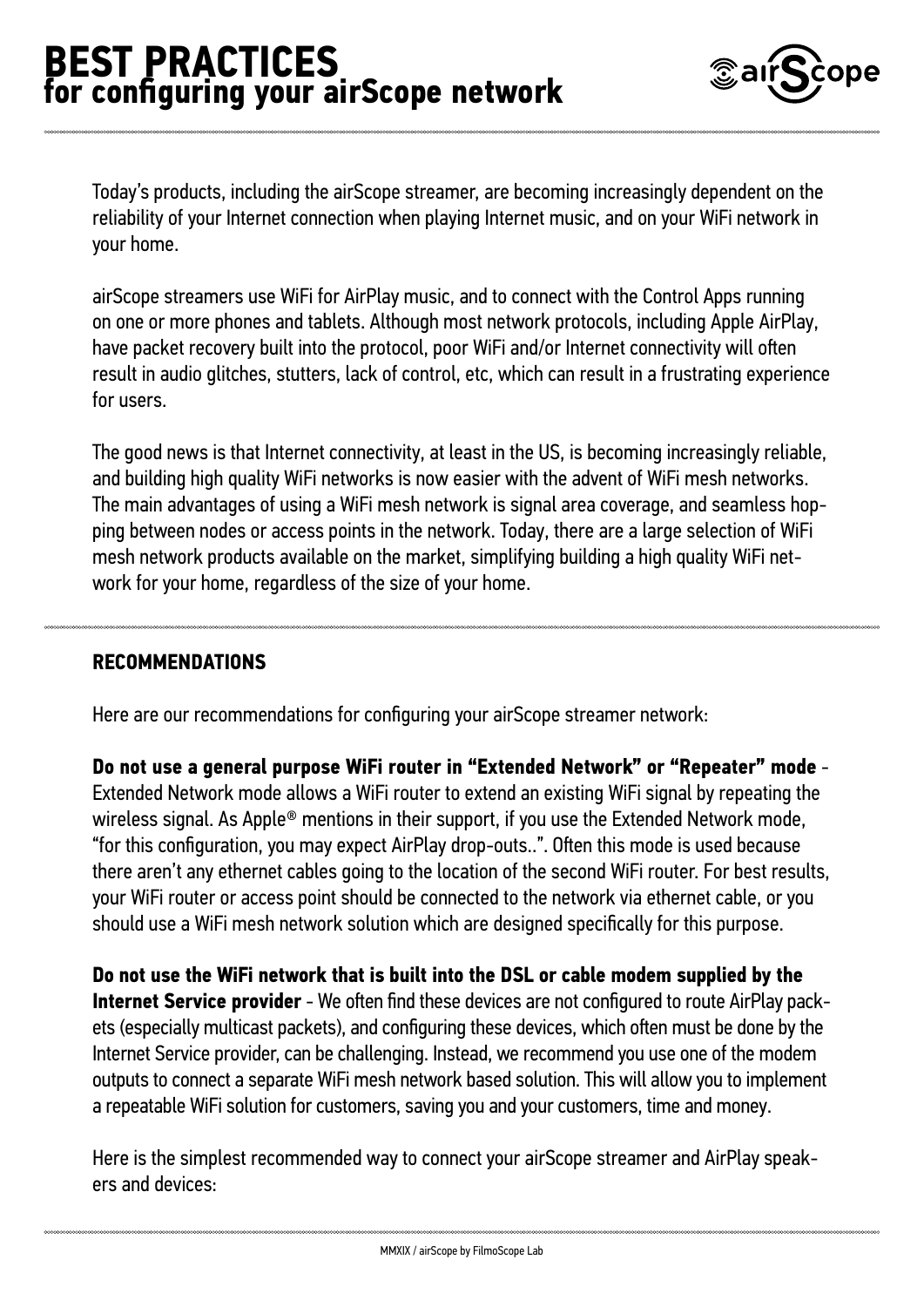# BEST PRACTICES
## for configuring your airScope network

Today's products, including the airScope streamer, are becoming increasingly dependent on the reliability of your Internet connection when playing Internet music, and on your WiFi network in your home.

airScope streamers use WiFi for AirPlay music, and to connect with the Control Apps running on one or more phones and tablets. Although most network protocols, including Apple AirPlay, have packet recovery built into the protocol, poor WiFi and/or Internet connectivity will often result in audio glitches, stutters, lack of control, etc, which can result in a frustrating experience for users.

The good news is that Internet connectivity, at least in the US, is becoming increasingly reliable, and building high quality WiFi networks is now easier with the advent of WiFi mesh networks. The main advantages of using a WiFi mesh network is signal area coverage, and seamless hopping between nodes or access points in the network. Today, there are a large selection of WiFi mesh network products available on the market, simplifying building a high quality WiFi network for your home, regardless of the size of your home.

### RECOMMENDATIONS

Here are our recommendations for configuring your airScope streamer network:

**Do not use a general purpose WiFi router in "Extended Network" or "Repeater" mode** - Extended Network mode allows a WiFi router to extend an existing WiFi signal by repeating the wireless signal. As Apple® mentions in their support, if you use the Extended Network mode, "for this configuration, you may expect AirPlay drop-outs..". Often this mode is used because there aren't any ethernet cables going to the location of the second WiFi router. For best results, your WiFi router or access point should be connected to the network via ethernet cable, or you should use a WiFi mesh network solution which are designed specifically for this purpose.

**Do not use the WiFi network that is built into the DSL or cable modem supplied by the Internet Service provider** - We often find these devices are not configured to route AirPlay packets (especially multicast packets), and configuring these devices, which often must be done by the Internet Service provider, can be challenging. Instead, we recommend you use one of the modem outputs to connect a separate WiFi mesh network based solution. This will allow you to implement a repeatable WiFi solution for customers, saving you and your customers, time and money.

Here is the simplest recommended way to connect your airScope streamer and AirPlay speakers and devices: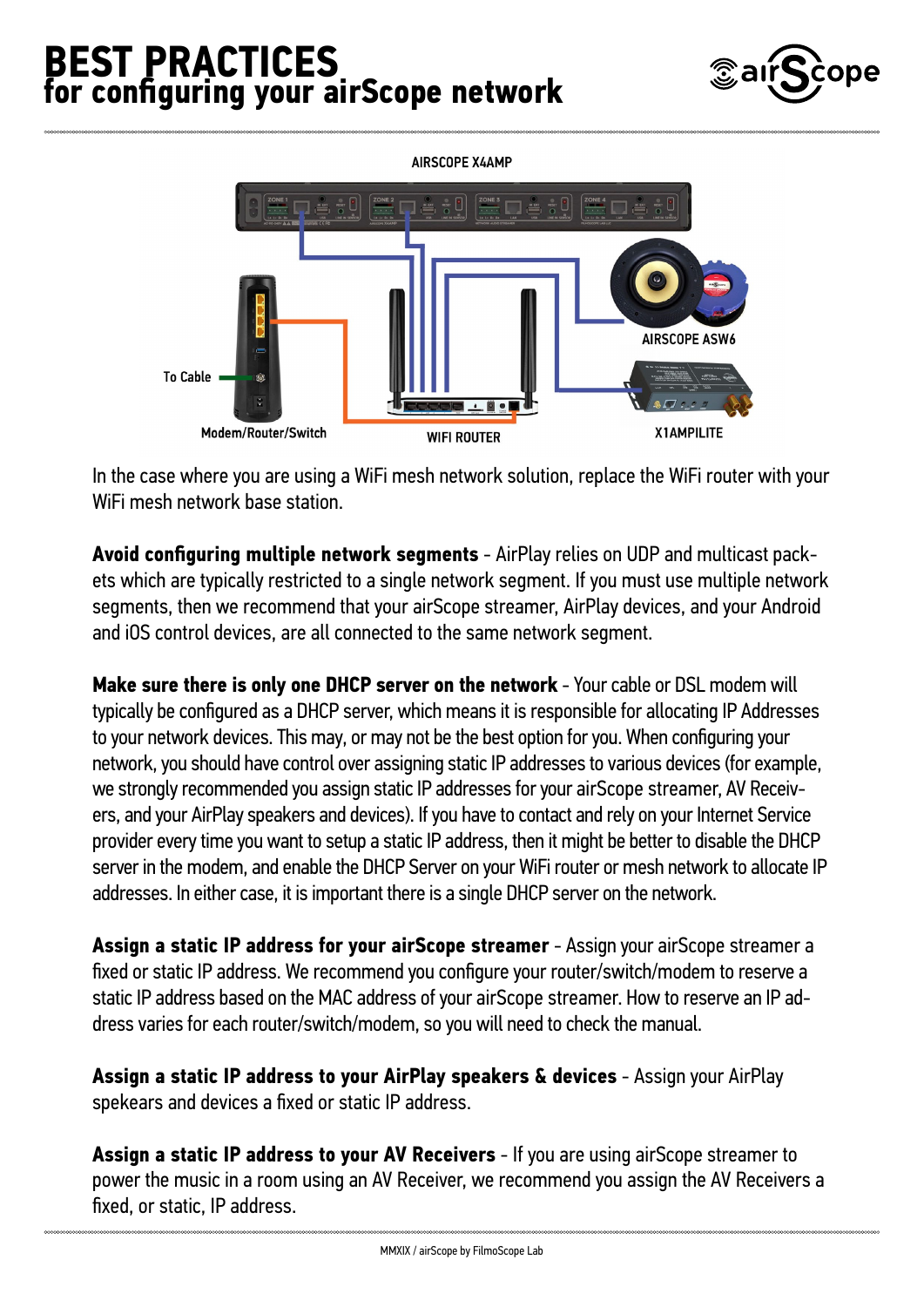# BEST PRACTICES
## for configuring your airScope network

AIRSCOPE X4AMP

AIRSCOPE ASW6

To Cable

Modem/Router/Switch

WIFI ROUTER

X1AMPILITE

In the case where you are using a WiFi mesh network solution, replace the WiFi router with your WiFi mesh network base station.

**Avoid configuring multiple network segments** - AirPlay relies on UDP and multicast packets which are typically restricted to a single network segment. If you must use multiple network segments, then we recommend that your airScope streamer, AirPlay devices, and your Android and iOS control devices, are all connected to the same network segment.

**Make sure there is only one DHCP server on the network** - Your cable or DSL modem will typically be configured as a DHCP server, which means it is responsible for allocating IP Addresses to your network devices. This may, or may not be the best option for you. When configuring your network, you should have control over assigning static IP addresses to various devices (for example, we strongly recommended you assign static IP addresses for your airScope streamer, AV Receivers, and your AirPlay speakers and devices). If you have to contact and rely on your Internet Service provider every time you want to setup a static IP address, then it might be better to disable the DHCP server in the modem, and enable the DHCP Server on your WiFi router or mesh network to allocate IP addresses. In either case, it is important there is a single DHCP server on the network.

**Assign a static IP address for your airScope streamer** - Assign your airScope streamer a fixed or static IP address. We recommend you configure your router/switch/modem to reserve a static IP address based on the MAC address of your airScope streamer. How to reserve an IP address varies for each router/switch/modem, so you will need to check the manual.

**Assign a static IP address to your AirPlay speakers & devices** - Assign your AirPlay spekears and devices a fixed or static IP address.

**Assign a static IP address to your AV Receivers** - If you are using airScope streamer to power the music in a room using an AV Receiver, we recommend you assign the AV Receivers a fixed, or static, IP address.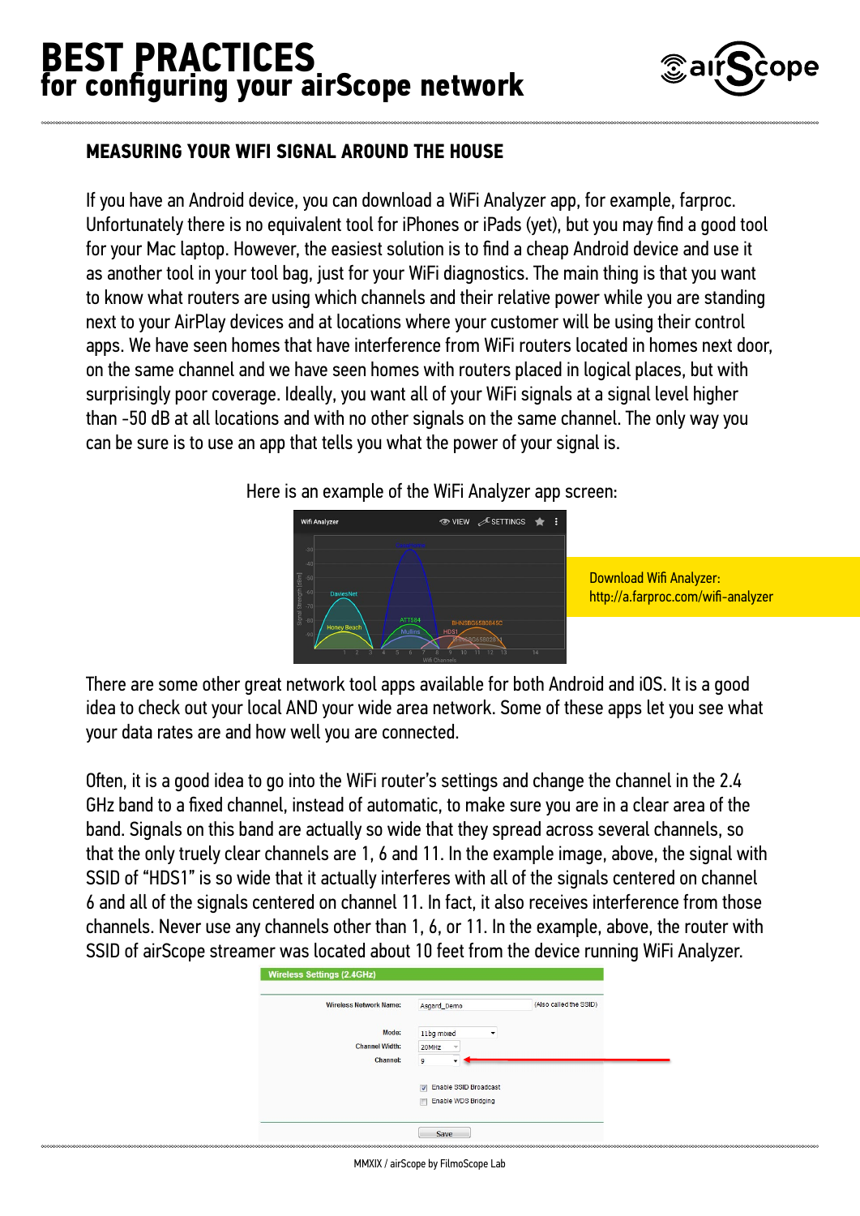# BEST PRACTICES
## for configuring your airScope network

### MEASURING YOUR WIFI SIGNAL AROUND THE HOUSE

If you have an Android device, you can download a WiFi Analyzer app, for example, farproc. Unfortunately there is no equivalent tool for iPhones or iPads (yet), but you may find a good tool for your Mac laptop. However, the easiest solution is to find a cheap Android device and use it as another tool in your tool bag, just for your WiFi diagnostics. The main thing is that you want to know what routers are using which channels and their relative power while you are standing next to your AirPlay devices and at locations where your customer will be using their control apps. We have seen homes that have interference from WiFi routers located in homes next door, on the same channel and we have seen homes with routers placed in logical places, but with surprisingly poor coverage. Ideally, you want all of your WiFi signals at a signal level higher than -50 dB at all locations and with no other signals on the same channel. The only way you can be sure is to use an app that tells you what the power of your signal is.

Here is an example of the WiFi Analyzer app screen:

Download Wifi Analyzer:
http://a.farproc.com/wifi-analyzer

There are some other great network tool apps available for both Android and iOS. It is a good idea to check out your local AND your wide area network. Some of these apps let you see what your data rates are and how well you are connected.

Often, it is a good idea to go into the WiFi router's settings and change the channel in the 2.4 GHz band to a fixed channel, instead of automatic, to make sure you are in a clear area of the band. Signals on this band are actually so wide that they spread across several channels, so that the only truely clear channels are 1, 6 and 11. In the example image, above, the signal with SSID of "HDS1" is so wide that it actually interferes with all of the signals centered on channel 6 and all of the signals centered on channel 11. In fact, it also receives interference from those channels. Never use any channels other than 1, 6, or 11. In the example, above, the router with SSID of airScope streamer was located about 10 feet from the device running WiFi Analyzer.

MMXIX / airScope by FilmoScope Lab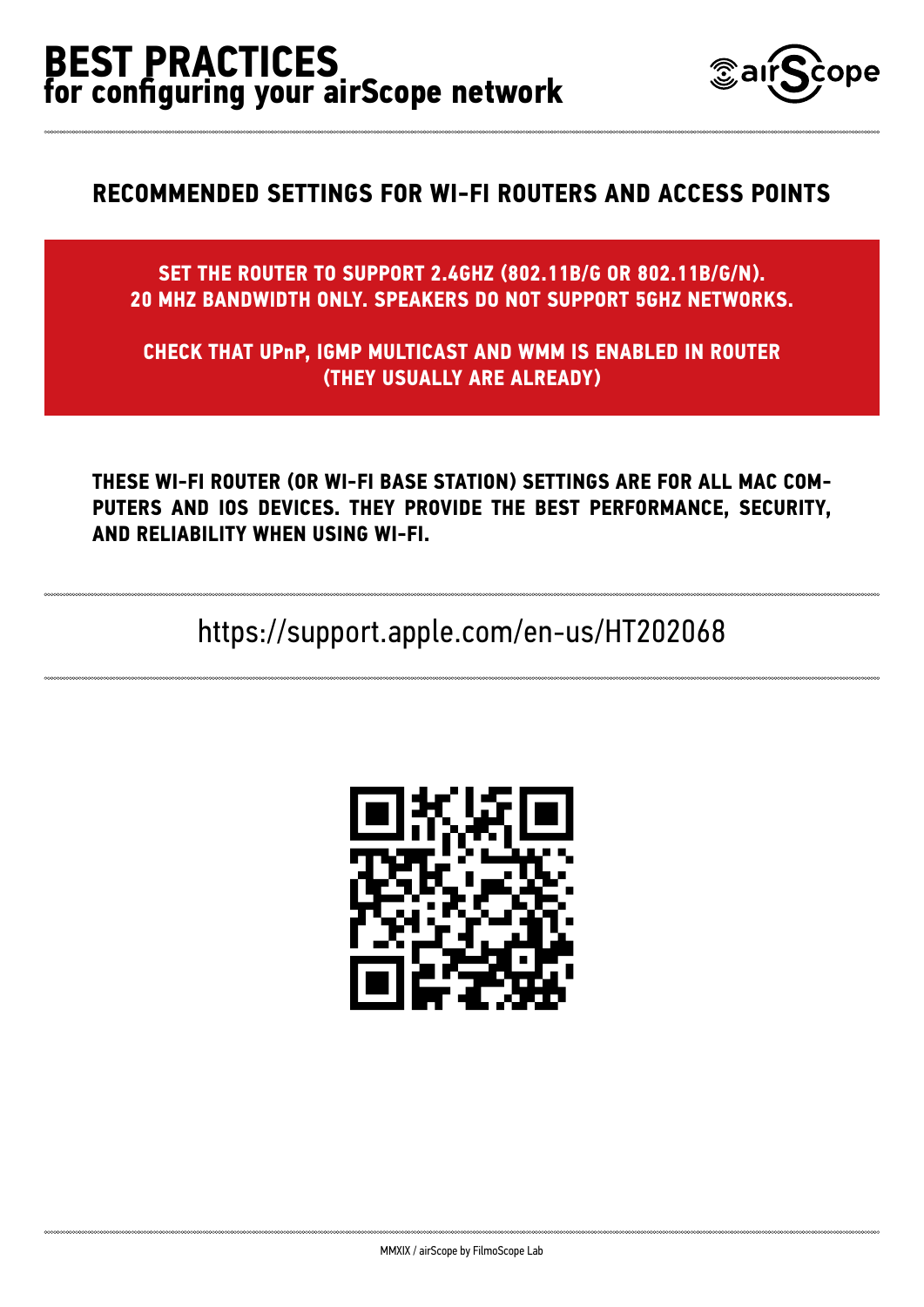# BEST PRACTICES
## for configuring your airScope network

### RECOMMENDED SETTINGS FOR WI-FI ROUTERS AND ACCESS POINTS

**SET THE ROUTER TO SUPPORT 2.4GHZ (802.11B/G OR 802.11B/G/N). 20 MHZ BANDWIDTH ONLY. SPEAKERS DO NOT SUPPORT 5GHZ NETWORKS.**

**CHECK THAT UPnP, IGMP MULTICAST AND WMM IS ENABLED IN ROUTER (THEY USUALLY ARE ALREADY)**

**THESE WI-FI ROUTER (OR WI-FI BASE STATION) SETTINGS ARE FOR ALL MAC COMPUTERS AND IOS DEVICES. THEY PROVIDE THE BEST PERFORMANCE, SECURITY, AND RELIABILITY WHEN USING WI-FI.**

https://support.apple.com/en-us/HT202068

MMXIX / airScope by FilmoScope Lab